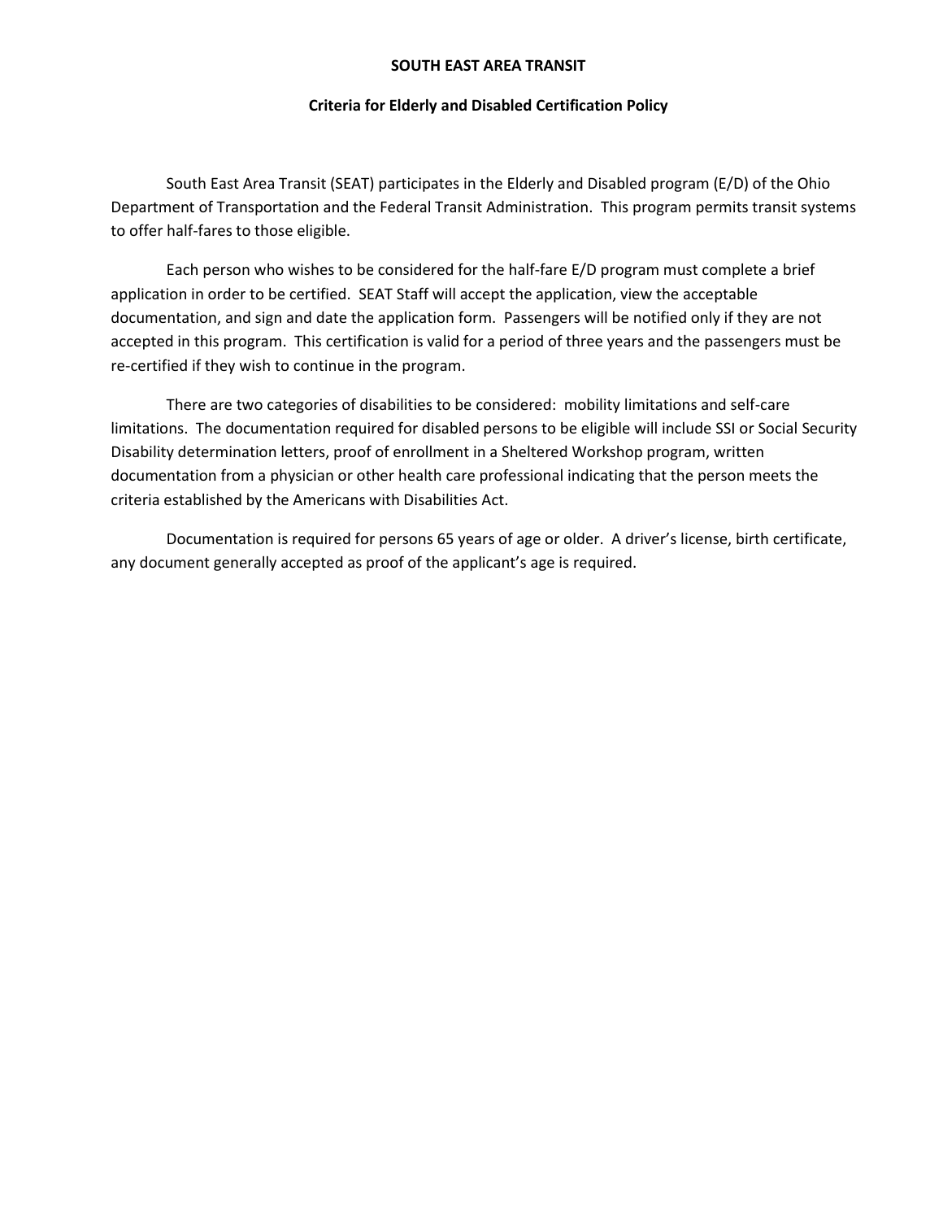**SOUTH EAST AREA TRANSIT**

**Criteria for Elderly and Disabled Certification Policy**

South East Area Transit (SEAT) participates in the Elderly and Disabled program (E/D) of the Ohio Department of Transportation and the Federal Transit Administration. This program permits transit systems to offer half-fares to those eligible.

Each person who wishes to be considered for the half-fare E/D program must complete a brief application in order to be certified. SEAT Staff will accept the application, view the acceptable documentation, and sign and date the application form. Passengers will be notified only if they are not accepted in this program. This certification is valid for a period of three years and the passengers must be re-certified if they wish to continue in the program.

There are two categories of disabilities to be considered: mobility limitations and self-care limitations. The documentation required for disabled persons to be eligible will include SSI or Social Security Disability determination letters, proof of enrollment in a Sheltered Workshop program, written documentation from a physician or other health care professional indicating that the person meets the criteria established by the Americans with Disabilities Act.

Documentation is required for persons 65 years of age or older. A driver's license, birth certificate, any document generally accepted as proof of the applicant's age is required.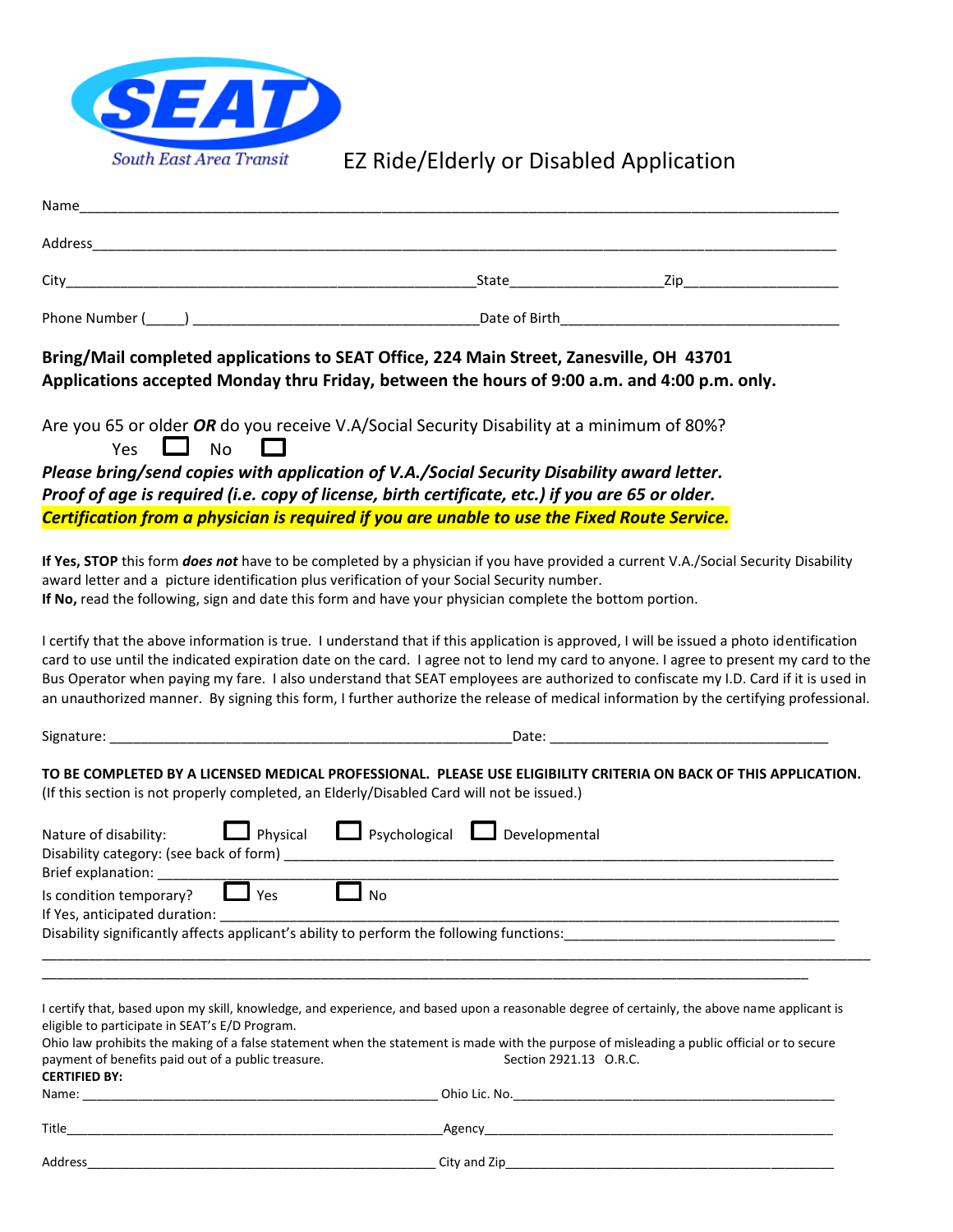South East Area Transit

# EZ Ride/Elderly or Disabled Application

Name\_\_\_\_\_\_\_\_\_\_\_\_\_\_\_\_\_\_\_\_\_\_\_\_\_\_\_\_\_\_\_\_\_\_\_\_\_\_\_\_\_\_\_\_\_\_\_\_\_\_\_\_\_\_\_\_\_\_

Address\_\_\_\_\_\_\_\_\_\_\_\_\_\_\_\_\_\_\_\_\_\_\_\_\_\_\_\_\_\_\_\_\_\_\_\_\_\_\_\_\_\_\_\_\_\_\_\_\_\_\_\_\_\_\_\_

City\_\_\_\_\_\_\_\_\_\_\_\_\_\_\_\_\_\_\_\_\_\_\_\_\_\_\_\_\_\_\_\_ State\_\_\_\_\_\_\_\_\_\_\_\_ Zip\_\_\_\_\_\_\_\_\_\_\_\_

Phone Number (\_\_\_\_\_) \_\_\_\_\_\_\_\_\_\_\_\_\_\_\_\_\_\_\_\_\_\_\_ Date of Birth\_\_\_\_\_\_\_\_\_\_\_\_\_\_\_\_\_\_\_\_\_\_

**Bring/Mail completed applications to SEAT Office, 224 Main Street, Zanesville, OH 43701**
**Applications accepted Monday thru Friday, between the hours of 9:00 a.m. and 4:00 p.m. only.**

Are you 65 or older ***OR*** do you receive V.A/Social Security Disability at a minimum of 80%?

Yes ☐ No ☐

***Please bring/send copies with application of V.A./Social Security Disability award letter.***
***Proof of age is required (i.e. copy of license, birth certificate, etc.) if you are 65 or older.***
***Certification from a physician is required if you are unable to use the Fixed Route Service.***

**If Yes, STOP** this form ***does not*** have to be completed by a physician if you have provided a current V.A./Social Security Disability award letter and a picture identification plus verification of your Social Security number.
**If No,** read the following, sign and date this form and have your physician complete the bottom portion.

I certify that the above information is true. I understand that if this application is approved, I will be issued a photo identification card to use until the indicated expiration date on the card. I agree not to lend my card to anyone. I agree to present my card to the Bus Operator when paying my fare. I also understand that SEAT employees are authorized to confiscate my I.D. Card if it is used in an unauthorized manner. By signing this form, I further authorize the release of medical information by the certifying professional.

Signature: \_\_\_\_\_\_\_\_\_\_\_\_\_\_\_\_\_\_\_\_\_\_\_\_\_\_\_\_\_\_\_\_ Date: \_\_\_\_\_\_\_\_\_\_\_\_\_\_\_\_\_\_\_\_\_\_

**TO BE COMPLETED BY A LICENSED MEDICAL PROFESSIONAL. PLEASE USE ELIGIBILITY CRITERIA ON BACK OF THIS APPLICATION.**
(If this section is not properly completed, an Elderly/Disabled Card will not be issued.)

Nature of disability: ☐ Physical ☐ Psychological ☐ Developmental

Disability category: (see back of form) \_\_\_\_\_\_\_\_\_\_\_\_\_\_\_\_\_\_\_\_\_\_\_\_\_\_\_\_\_\_\_\_\_\_\_\_

Brief explanation: \_\_\_\_\_\_\_\_\_\_\_\_\_\_\_\_\_\_\_\_\_\_\_\_\_\_\_\_\_\_\_\_\_\_\_\_\_\_\_\_\_\_\_\_\_\_\_\_

Is condition temporary? ☐ Yes ☐ No

If Yes, anticipated duration: \_\_\_\_\_\_\_\_\_\_\_\_\_\_\_\_\_\_\_\_\_\_\_\_\_\_\_\_\_\_\_\_\_\_\_\_\_\_\_\_\_\_

Disability significantly affects applicant's ability to perform the following functions:\_\_\_\_\_\_\_\_\_\_\_\_\_\_\_\_\_\_\_\_

\_\_\_\_\_\_\_\_\_\_\_\_\_\_\_\_\_\_\_\_\_\_\_\_\_\_\_\_\_\_\_\_\_\_\_\_\_\_\_\_\_\_\_\_\_\_\_\_\_\_\_\_\_\_\_\_\_\_\_\_\_\_\_\_\_\_\_\_

\_\_\_\_\_\_\_\_\_\_\_\_\_\_\_\_\_\_\_\_\_\_\_\_\_\_\_\_\_\_\_\_\_\_\_\_\_\_\_\_\_\_\_\_\_\_\_\_\_\_\_\_\_\_\_\_\_\_\_\_\_\_\_\_

I certify that, based upon my skill, knowledge, and experience, and based upon a reasonable degree of certainly, the above name applicant is eligible to participate in SEAT's E/D Program.
Ohio law prohibits the making of a false statement when the statement is made with the purpose of misleading a public official or to secure payment of benefits paid out of a public treasure. Section 2921.13 O.R.C.

**CERTIFIED BY:**

Name: \_\_\_\_\_\_\_\_\_\_\_\_\_\_\_\_\_\_\_\_\_\_\_\_\_\_\_\_\_\_\_\_ Ohio Lic. No.\_\_\_\_\_\_\_\_\_\_\_\_\_\_\_\_\_\_\_\_\_\_\_\_\_\_\_\_

Title\_\_\_\_\_\_\_\_\_\_\_\_\_\_\_\_\_\_\_\_\_\_\_\_\_\_\_\_\_\_\_\_\_\_\_ Agency\_\_\_\_\_\_\_\_\_\_\_\_\_\_\_\_\_\_\_\_\_\_\_\_\_\_\_\_\_\_\_

Address\_\_\_\_\_\_\_\_\_\_\_\_\_\_\_\_\_\_\_\_\_\_\_\_\_\_\_\_\_\_\_\_\_ City and Zip\_\_\_\_\_\_\_\_\_\_\_\_\_\_\_\_\_\_\_\_\_\_\_\_\_\_\_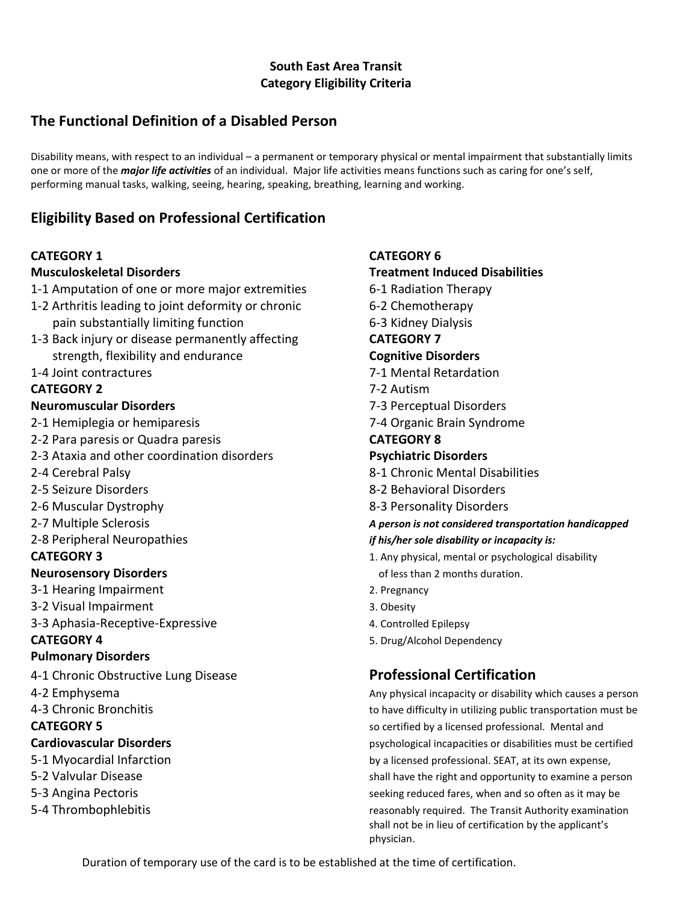**South East Area Transit**
**Category Eligibility Criteria**

## The Functional Definition of a Disabled Person

Disability means, with respect to an individual – a permanent or temporary physical or mental impairment that substantially limits one or more of the ***major life activities*** of an individual. Major life activities means functions such as caring for one's self, performing manual tasks, walking, seeing, hearing, speaking, breathing, learning and working.

## Eligibility Based on Professional Certification

**CATEGORY 1**
**Musculoskeletal Disorders**

1-1 Amputation of one or more major extremities
1-2 Arthritis leading to joint deformity or chronic pain substantially limiting function
1-3 Back injury or disease permanently affecting strength, flexibility and endurance
1-4 Joint contractures

**CATEGORY 2**
**Neuromuscular Disorders**

2-1 Hemiplegia or hemiparesis
2-2 Para paresis or Quadra paresis
2-3 Ataxia and other coordination disorders
2-4 Cerebral Palsy
2-5 Seizure Disorders
2-6 Muscular Dystrophy
2-7 Multiple Sclerosis
2-8 Peripheral Neuropathies

**CATEGORY 3**
**Neurosensory Disorders**

3-1 Hearing Impairment
3-2 Visual Impairment
3-3 Aphasia-Receptive-Expressive

**CATEGORY 4**
**Pulmonary Disorders**

4-1 Chronic Obstructive Lung Disease
4-2 Emphysema
4-3 Chronic Bronchitis

**CATEGORY 5**
**Cardiovascular Disorders**

5-1 Myocardial Infarction
5-2 Valvular Disease
5-3 Angina Pectoris
5-4 Thrombophlebitis

**CATEGORY 6**
**Treatment Induced Disabilities**

6-1 Radiation Therapy
6-2 Chemotherapy
6-3 Kidney Dialysis

**CATEGORY 7**
**Cognitive Disorders**

7-1 Mental Retardation
7-2 Autism
7-3 Perceptual Disorders
7-4 Organic Brain Syndrome

**CATEGORY 8**
**Psychiatric Disorders**

8-1 Chronic Mental Disabilities
8-2 Behavioral Disorders
8-3 Personality Disorders

***A person is not considered transportation handicapped if his/her sole disability or incapacity is:***

1. Any physical, mental or psychological disability of less than 2 months duration.
2. Pregnancy
3. Obesity
4. Controlled Epilepsy
5. Drug/Alcohol Dependency

## Professional Certification

Any physical incapacity or disability which causes a person to have difficulty in utilizing public transportation must be so certified by a licensed professional. Mental and psychological incapacities or disabilities must be certified by a licensed professional. SEAT, at its own expense, shall have the right and opportunity to examine a person seeking reduced fares, when and so often as it may be reasonably required. The Transit Authority examination shall not be in lieu of certification by the applicant's physician.

Duration of temporary use of the card is to be established at the time of certification.